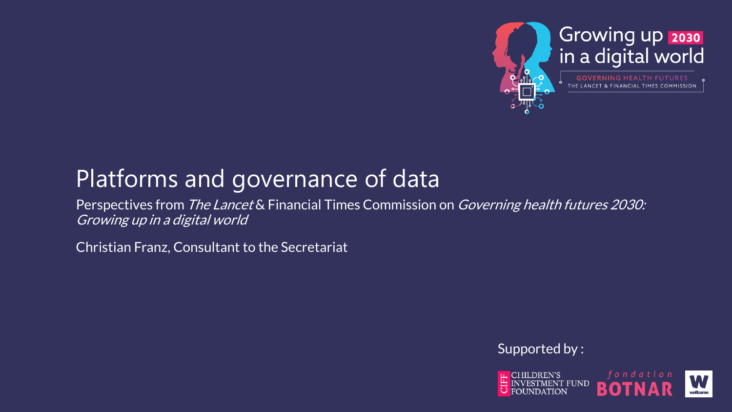Growing up 2030 in a digital world

GOVERNING HEALTH FUTURES
THE LANCET & FINANCIAL TIMES COMMISSION

# Platforms and governance of data

Perspectives from *The Lancet* & Financial Times Commission on *Governing health futures 2030: Growing up in a digital world*

Christian Franz, Consultant to the Secretariat

Supported by :

CHILDREN'S INVESTMENT FUND FOUNDATION

fondation BOTNAR

wellcome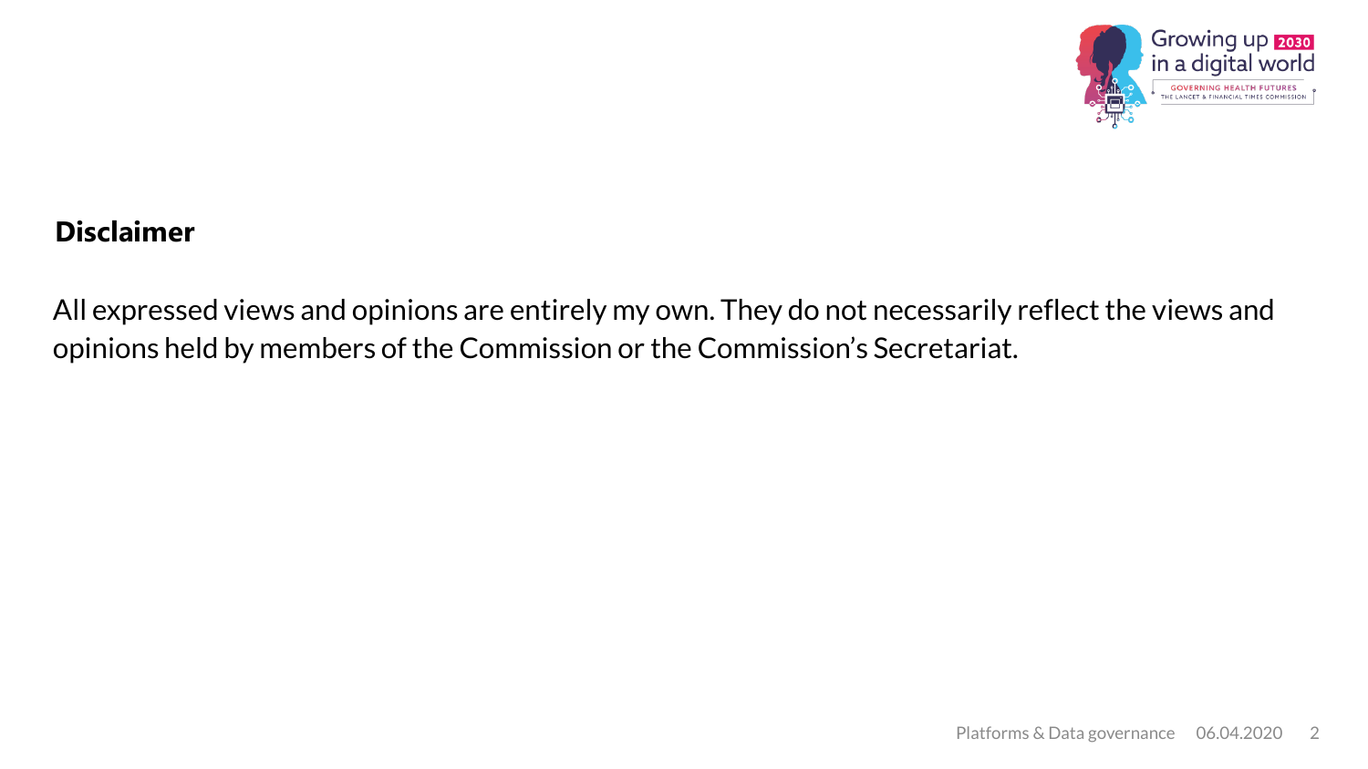## Disclaimer

All expressed views and opinions are entirely my own. They do not necessarily reflect the views and opinions held by members of the Commission or the Commission's Secretariat.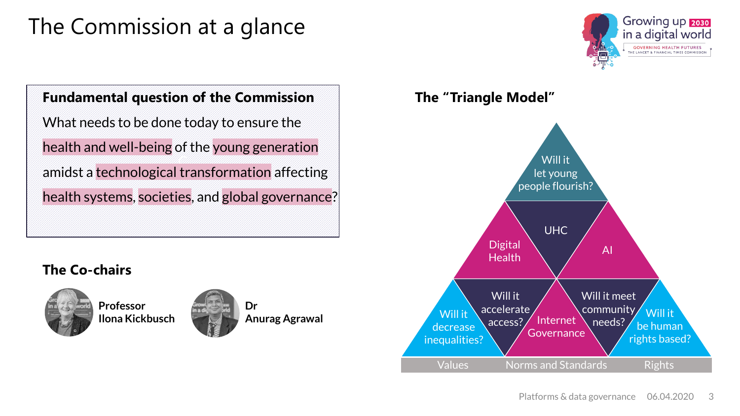# The Commission at a glance

**Fundamental question of the Commission**

What needs to be done today to ensure the health and well-being of the young generation amidst a technological transformation affecting health systems, societies, and global governance?

**The Co-chairs**

**Professor Ilona Kickbusch**

**Dr Anurag Agrawal**

**The "Triangle Model"**

- Will it let young people flourish?
- UHC
- Digital Health
- AI
- Will it decrease inequalities?
- Will it accelerate access?
- Internet Governance
- Will it meet community needs?
- Will it be human rights based?

Values | Norms and Standards | Rights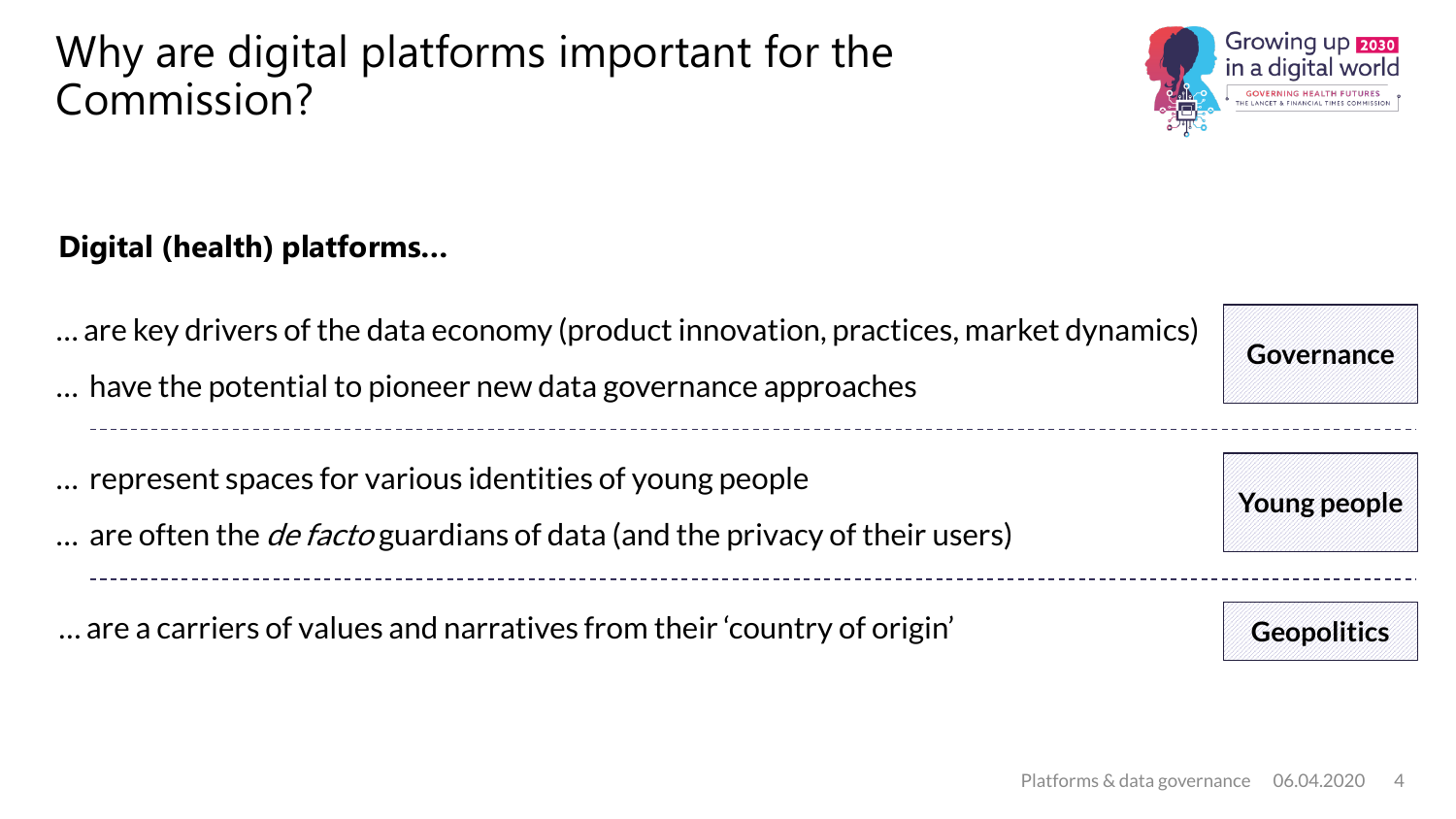# Why are digital platforms important for the Commission?

**Digital (health) platforms…**

… are key drivers of the data economy (product innovation, practices, market dynamics)

… have the potential to pioneer new data governance approaches

**Governance**

---

… represent spaces for various identities of young people

… are often the *de facto* guardians of data (and the privacy of their users)

**Young people**

---

… are a carriers of values and narratives from their 'country of origin'

**Geopolitics**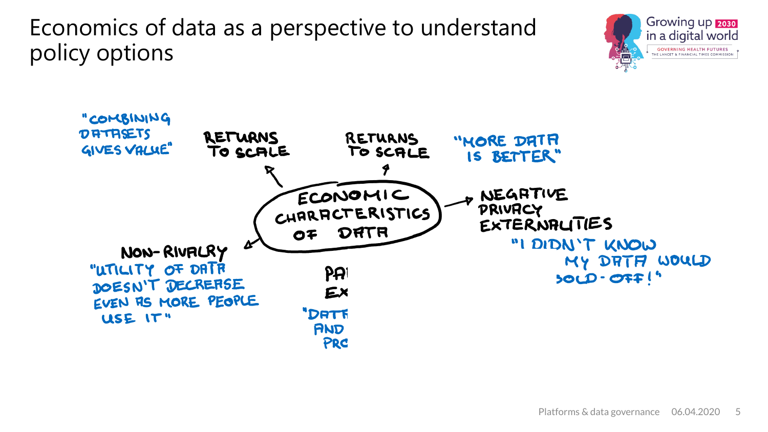# Economics of data as a perspective to understand policy options

**ECONOMIC CHARACTERISTICS OF DATA**

- **RETURNS TO SCALE** — "COMBINING DATASETS GIVES VALUE"
- **RETURNS TO SCALE** — "MORE DATA IS BETTER"
- **NEGATIVE PRIVACY EXTERNALITIES** — "I DIDN'T KNOW MY DATA WOULD SOLD-OFF!"
- **NON-RIVALRY** — "UTILITY OF DATA DOESN'T DECREASE EVEN AS MORE PEOPLE USE IT"
- **PA EX** — "DATA AND PRO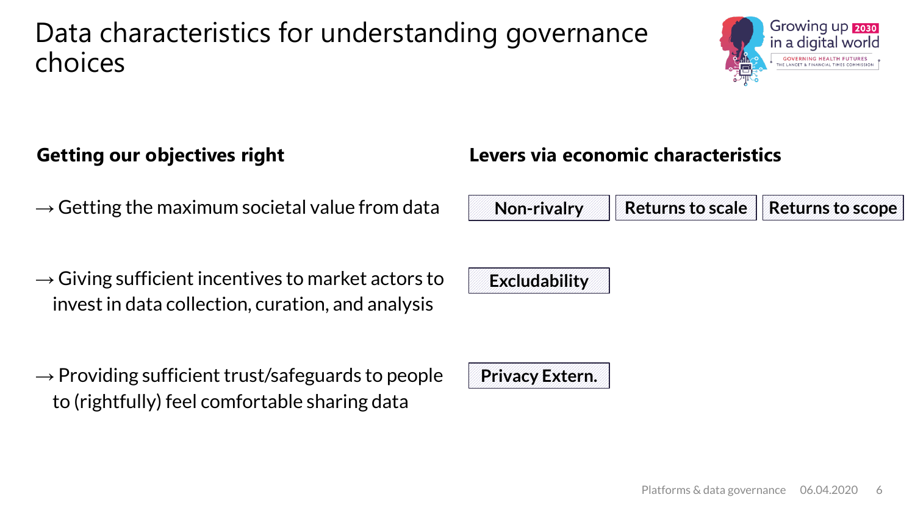# Data characteristics for understanding governance choices

| **Getting our objectives right** | **Levers via economic characteristics** |
| --- | --- |
| → Getting the maximum societal value from data | **Non-rivalry** · **Returns to scale** · **Returns to scope** |
| → Giving sufficient incentives to market actors to invest in data collection, curation, and analysis | **Excludability** |
| → Providing sufficient trust/safeguards to people to (rightfully) feel comfortable sharing data | **Privacy Extern.** |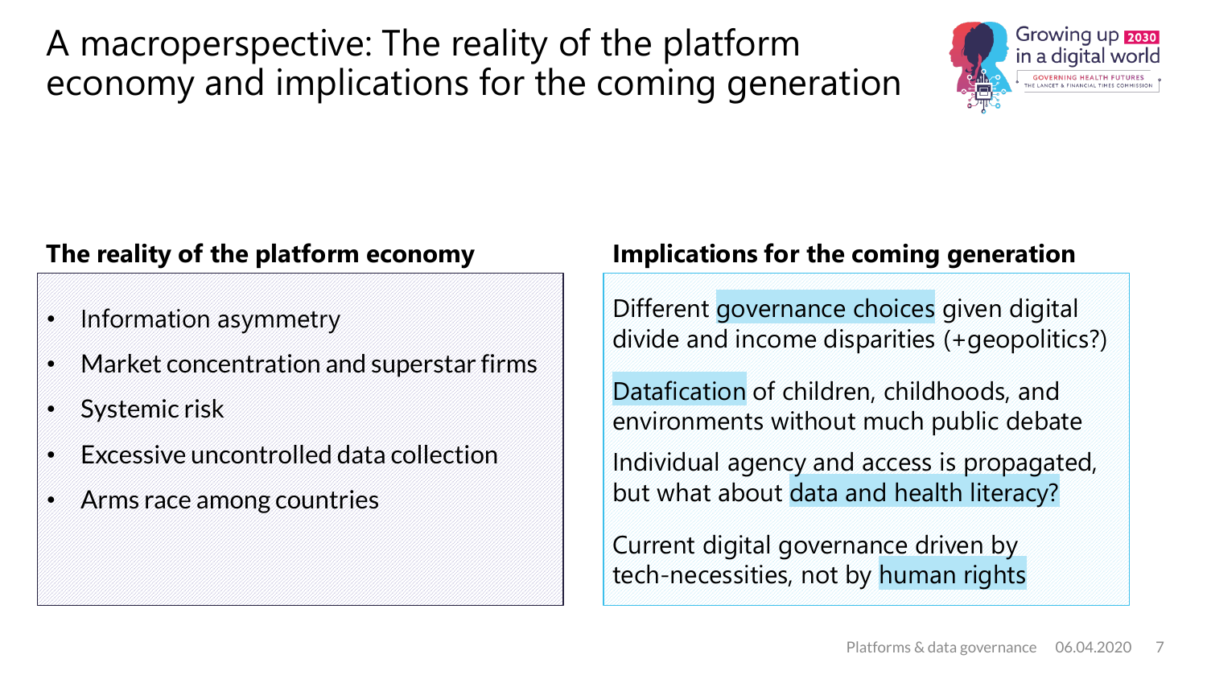# A macroperspective: The reality of the platform economy and implications for the coming generation

**The reality of the platform economy**

- Information asymmetry
- Market concentration and superstar firms
- Systemic risk
- Excessive uncontrolled data collection
- Arms race among countries

**Implications for the coming generation**

Different governance choices given digital divide and income disparities (+geopolitics?)

Datafication of children, childhoods, and environments without much public debate

Individual agency and access is propagated, but what about data and health literacy?

Current digital governance driven by tech-necessities, not by human rights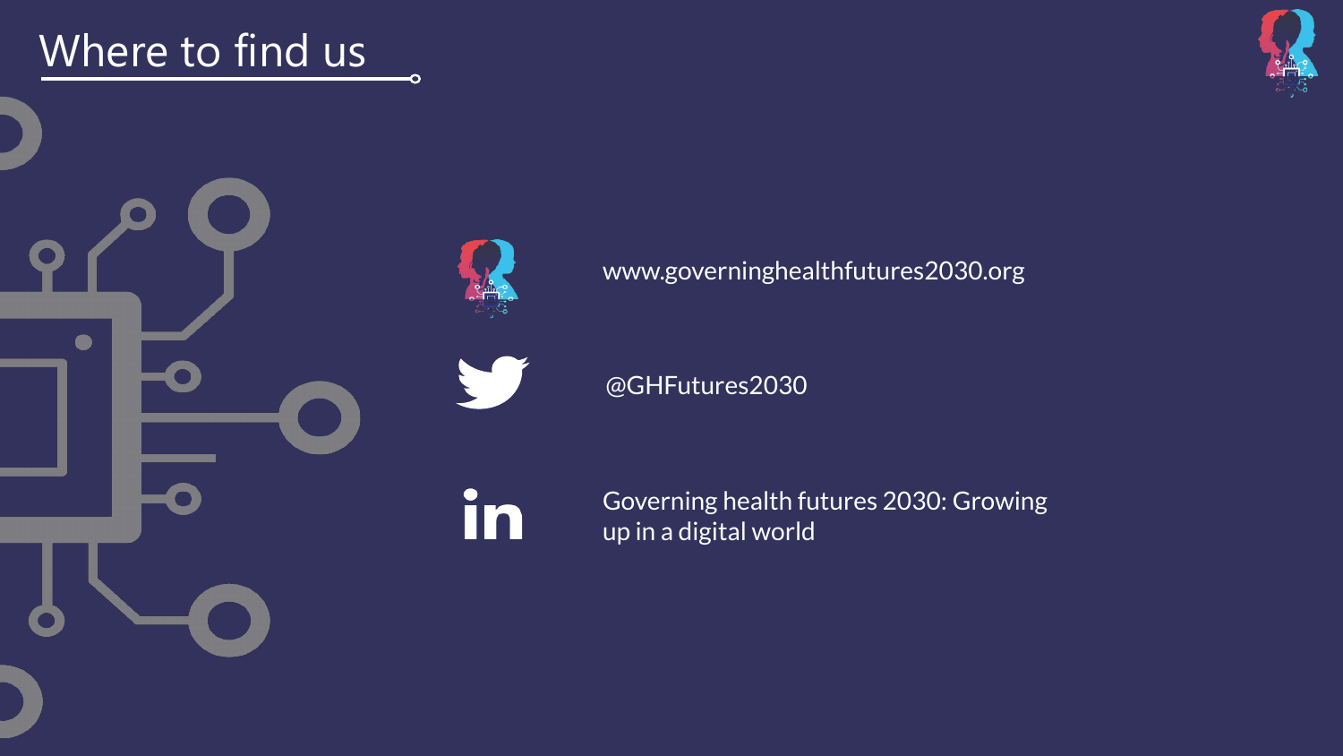# Where to find us

www.governinghealthfutures2030.org

@GHFutures2030

Governing health futures 2030: Growing up in a digital world